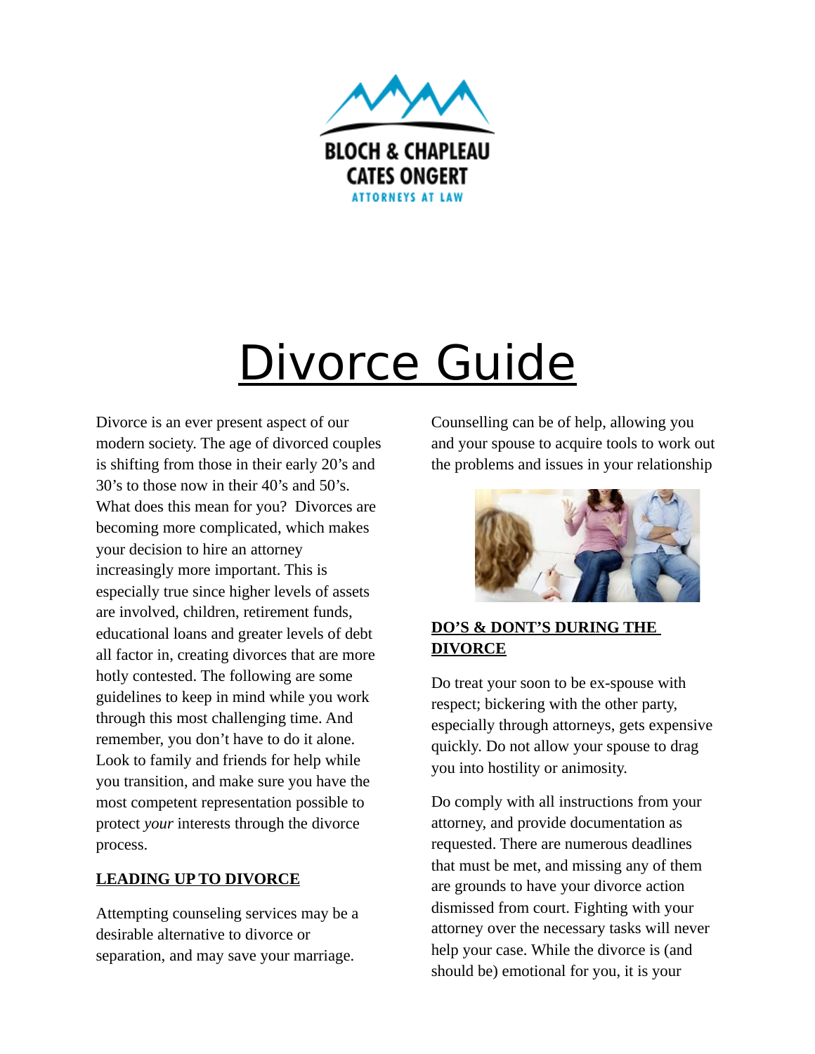BLOCH & CHAPLEAU
CATES ONGERT
ATTORNEYS AT LAW

# Divorce Guide

Divorce is an ever present aspect of our modern society. The age of divorced couples is shifting from those in their early 20's and 30's to those now in their 40's and 50's. What does this mean for you? Divorces are becoming more complicated, which makes your decision to hire an attorney increasingly more important. This is especially true since higher levels of assets are involved, children, retirement funds, educational loans and greater levels of debt all factor in, creating divorces that are more hotly contested. The following are some guidelines to keep in mind while you work through this most challenging time. And remember, you don't have to do it alone. Look to family and friends for help while you transition, and make sure you have the most competent representation possible to protect *your* interests through the divorce process.

## LEADING UP TO DIVORCE

Attempting counseling services may be a desirable alternative to divorce or separation, and may save your marriage. Counselling can be of help, allowing you and your spouse to acquire tools to work out the problems and issues in your relationship

## DO'S & DONT'S DURING THE DIVORCE

Do treat your soon to be ex-spouse with respect; bickering with the other party, especially through attorneys, gets expensive quickly. Do not allow your spouse to drag you into hostility or animosity.

Do comply with all instructions from your attorney, and provide documentation as requested. There are numerous deadlines that must be met, and missing any of them are grounds to have your divorce action dismissed from court. Fighting with your attorney over the necessary tasks will never help your case. While the divorce is (and should be) emotional for you, it is your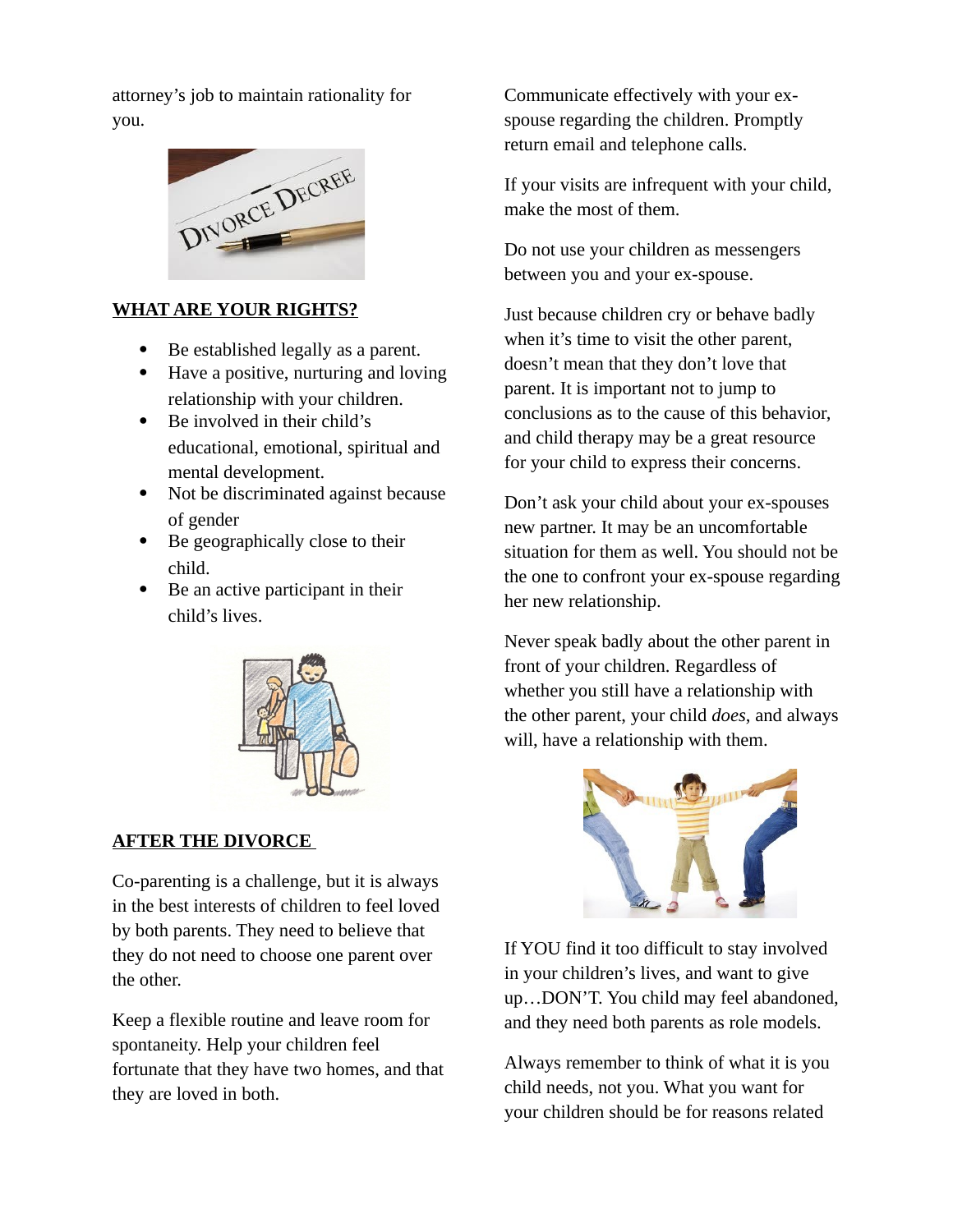attorney's job to maintain rationality for you.

**WHAT ARE YOUR RIGHTS?**

- Be established legally as a parent.
- Have a positive, nurturing and loving relationship with your children.
- Be involved in their child's educational, emotional, spiritual and mental development.
- Not be discriminated against because of gender
- Be geographically close to their child.
- Be an active participant in their child's lives.

**AFTER THE DIVORCE**

Co-parenting is a challenge, but it is always in the best interests of children to feel loved by both parents. They need to believe that they do not need to choose one parent over the other.

Keep a flexible routine and leave room for spontaneity. Help your children feel fortunate that they have two homes, and that they are loved in both.

Communicate effectively with your ex-spouse regarding the children. Promptly return email and telephone calls.

If your visits are infrequent with your child, make the most of them.

Do not use your children as messengers between you and your ex-spouse.

Just because children cry or behave badly when it's time to visit the other parent, doesn't mean that they don't love that parent. It is important not to jump to conclusions as to the cause of this behavior, and child therapy may be a great resource for your child to express their concerns.

Don't ask your child about your ex-spouses new partner. It may be an uncomfortable situation for them as well. You should not be the one to confront your ex-spouse regarding her new relationship.

Never speak badly about the other parent in front of your children. Regardless of whether you still have a relationship with the other parent, your child *does*, and always will, have a relationship with them.

If YOU find it too difficult to stay involved in your children's lives, and want to give up…DON'T. You child may feel abandoned, and they need both parents as role models.

Always remember to think of what it is you child needs, not you. What you want for your children should be for reasons related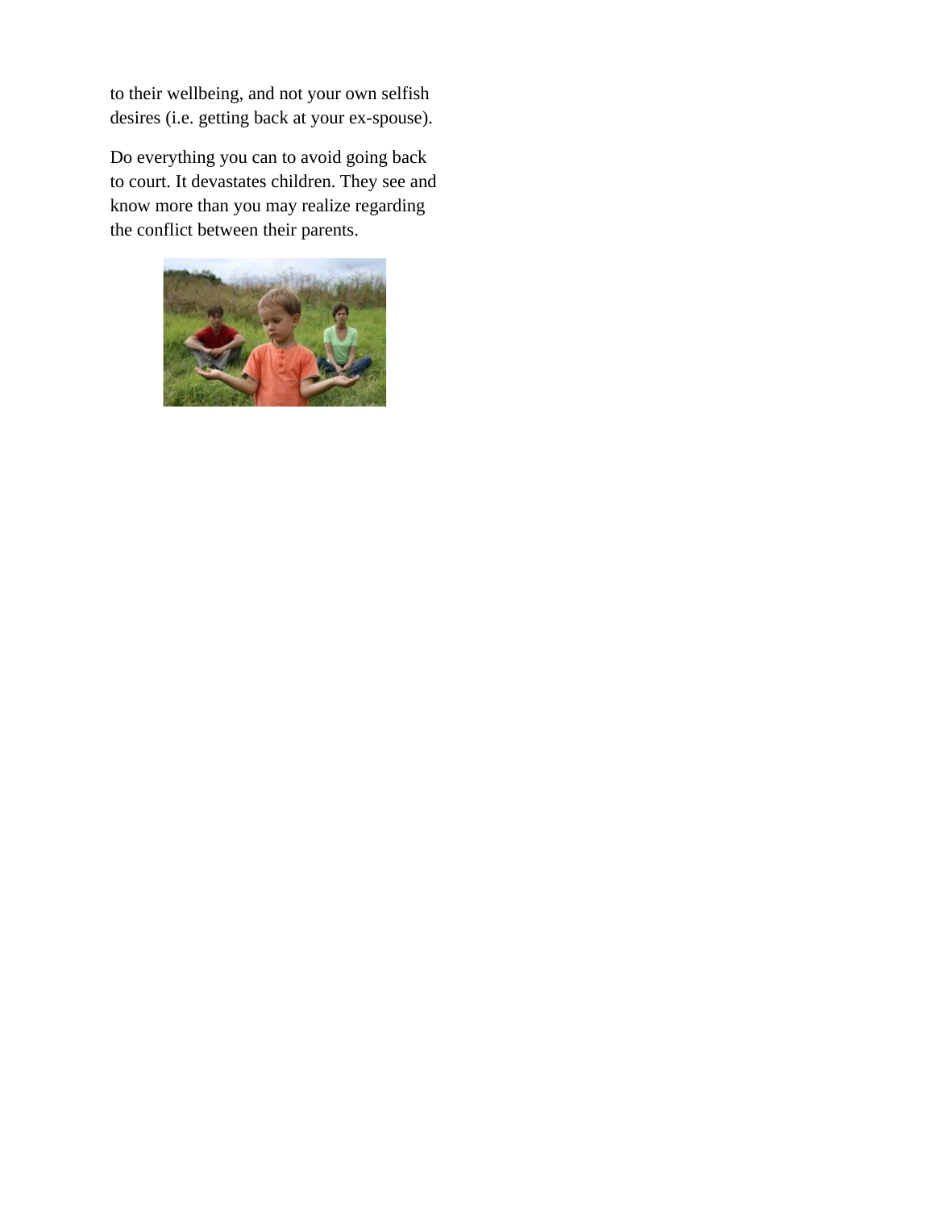to their wellbeing, and not your own selfish desires (i.e. getting back at your ex-spouse).

Do everything you can to avoid going back to court. It devastates children. They see and know more than you may realize regarding the conflict between their parents.